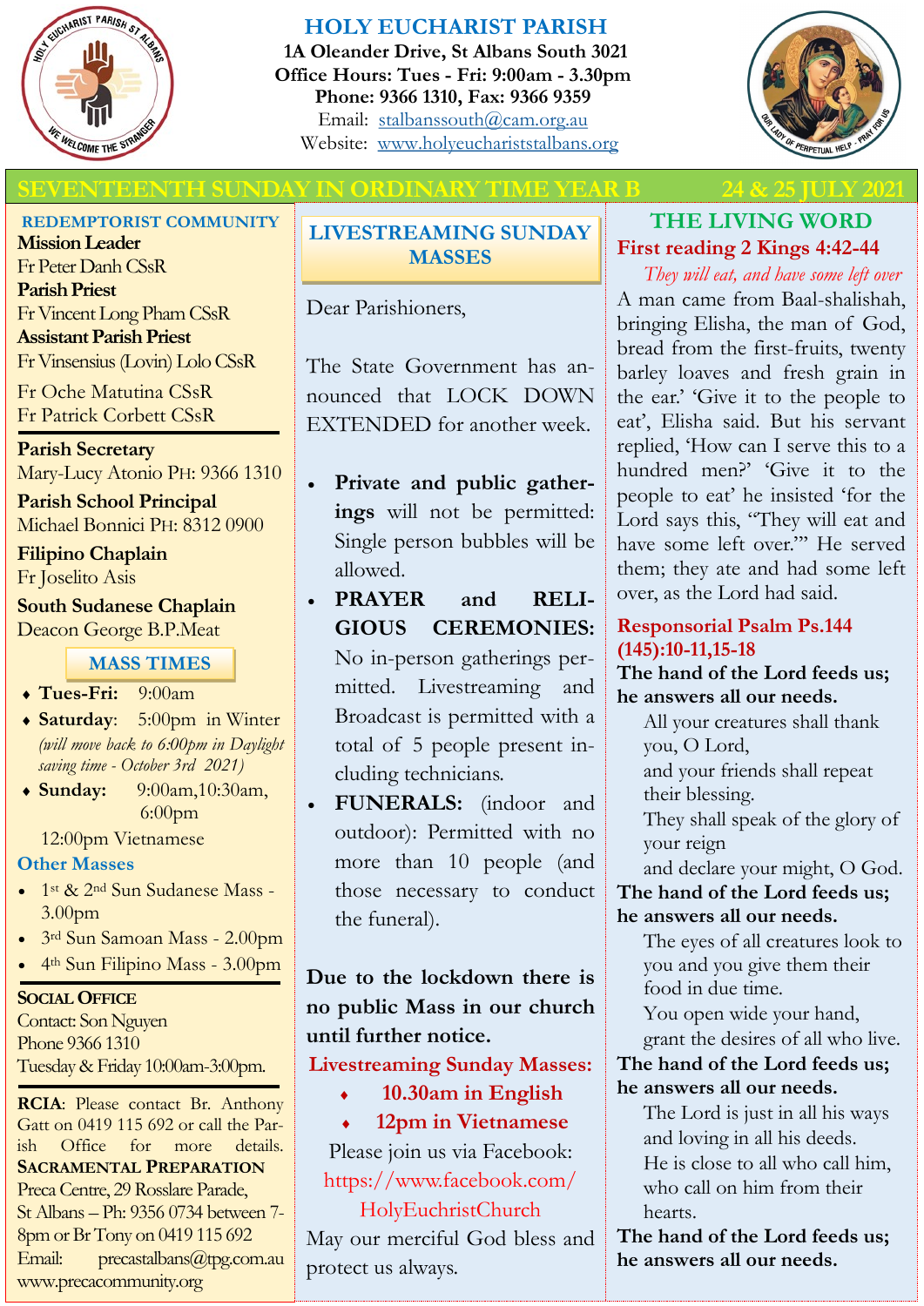# HOLY EUCHARIST PARISH

**1A Oleander Drive, St Albans South 3021**
**Office Hours: Tues - Fri: 9:00am - 3.30pm**
**Phone: 9366 1310, Fax: 9366 9359**
Email: stalbanssouth@cam.org.au
Website: www.holyeucharriststalbans.org

## SEVENTEENTH SUNDAY IN ORDINARY TIME YEAR B — 24 & 25 JULY 2021

### REDEMPTORIST COMMUNITY

**Mission Leader**
Fr Peter Danh CSsR
**Parish Priest**
Fr Vincent Long Pham CSsR
**Assistant Parish Priest**
Fr Vinsensius (Lovin) Lolo CSsR
Fr Oche Matutina CSsR
Fr Patrick Corbett CSsR

**Parish Secretary**
Mary-Lucy Atonio PH: 9366 1310
**Parish School Principal**
Michael Bonnici PH: 8312 0900
**Filipino Chaplain**
Fr Joselito Asis
**South Sudanese Chaplain**
Deacon George B.P.Meat

### MASS TIMES

- **Tues-Fri:** 9:00am
- **Saturday**: 5:00pm in Winter *(will move back to 6:00pm in Daylight saving time - October 3rd 2021)*
- **Sunday:** 9:00am,10:30am, 6:00pm
  12:00pm Vietnamese

**Other Masses**

- 1st & 2nd Sun Sudanese Mass - 3.00pm
- 3rd Sun Samoan Mass - 2.00pm
- 4th Sun Filipino Mass - 3.00pm

**SOCIAL OFFICE**
Contact: Son Nguyen
Phone 9366 1310
Tuesday & Friday 10:00am-3:00pm.

**RCIA**: Please contact Br. Anthony Gatt on 0419 115 692 or call the Parish Office for more details.

**SACRAMENTAL PREPARATION**
Preca Centre, 29 Rosslare Parade, St Albans – Ph: 9356 0734 between 7-8pm or Br Tony on 0419 115 692
Email: precastalbans@tpg.com.au
www.precacommunity.org

### LIVESTREAMING SUNDAY MASSES

Dear Parishioners,

The State Government has announced that LOCK DOWN EXTENDED for another week.

- **Private and public gatherings** will not be permitted: Single person bubbles will be allowed.
- **PRAYER and RELIGIOUS CEREMONIES:** No in-person gatherings permitted. Livestreaming and Broadcast is permitted with a total of 5 people present including technicians.
- **FUNERALS:** (indoor and outdoor): Permitted with no more than 10 people (and those necessary to conduct the funeral).

**Due to the lockdown there is no public Mass in our church until further notice.**

**Livestreaming Sunday Masses:**

- **10.30am in English**
- **12pm in Vietnamese**

Please join us via Facebook: https://www.facebook.com/HolyEuchristChurch

May our merciful God bless and protect us always.

### THE LIVING WORD

**First reading 2 Kings 4:42-44**

*They will eat, and have some left over*

A man came from Baal-shalishah, bringing Elisha, the man of God, bread from the first-fruits, twenty barley loaves and fresh grain in the ear.' 'Give it to the people to eat', Elisha said. But his servant replied, 'How can I serve this to a hundred men?' 'Give it to the people to eat' he insisted 'for the Lord says this, "They will eat and have some left over."' He served them; they ate and had some left over, as the Lord had said.

**Responsorial Psalm Ps.144 (145):10-11,15-18**

**The hand of the Lord feeds us; he answers all our needs.**

All your creatures shall thank you, O Lord,
and your friends shall repeat their blessing.
They shall speak of the glory of your reign
and declare your might, O God.

**The hand of the Lord feeds us; he answers all our needs.**

The eyes of all creatures look to you and you give them their food in due time.
You open wide your hand,
grant the desires of all who live.

**The hand of the Lord feeds us; he answers all our needs.**

The Lord is just in all his ways
and loving in all his deeds.
He is close to all who call him,
who call on him from their hearts.

**The hand of the Lord feeds us; he answers all our needs.**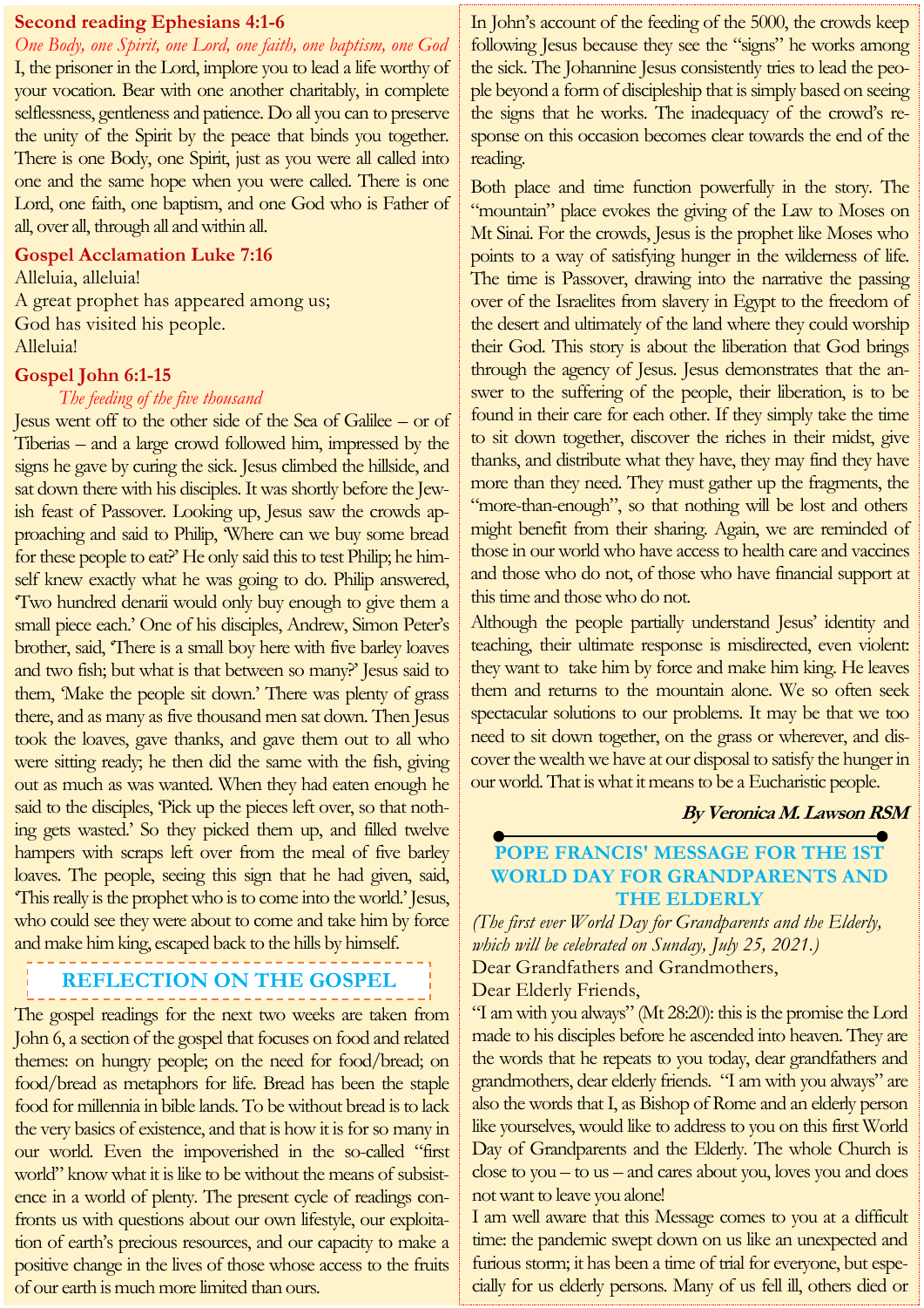## Second reading Ephesians 4:1-6

*One Body, one Spirit, one Lord, one faith, one baptism, one God*

I, the prisoner in the Lord, implore you to lead a life worthy of your vocation. Bear with one another charitably, in complete selflessness, gentleness and patience. Do all you can to preserve the unity of the Spirit by the peace that binds you together. There is one Body, one Spirit, just as you were all called into one and the same hope when you were called. There is one Lord, one faith, one baptism, and one God who is Father of all, over all, through all and within all.

## Gospel Acclamation Luke 7:16

Alleluia, alleluia!
A great prophet has appeared among us;
God has visited his people.
Alleluia!

## Gospel John 6:1-15

*The feeding of the five thousand*

Jesus went off to the other side of the Sea of Galilee – or of Tiberias – and a large crowd followed him, impressed by the signs he gave by curing the sick. Jesus climbed the hillside, and sat down there with his disciples. It was shortly before the Jewish feast of Passover. Looking up, Jesus saw the crowds approaching and said to Philip, 'Where can we buy some bread for these people to eat?' He only said this to test Philip; he himself knew exactly what he was going to do. Philip answered, 'Two hundred denarii would only buy enough to give them a small piece each.' One of his disciples, Andrew, Simon Peter's brother, said, 'There is a small boy here with five barley loaves and two fish; but what is that between so many?' Jesus said to them, 'Make the people sit down.' There was plenty of grass there, and as many as five thousand men sat down. Then Jesus took the loaves, gave thanks, and gave them out to all who were sitting ready; he then did the same with the fish, giving out as much as was wanted. When they had eaten enough he said to the disciples, 'Pick up the pieces left over, so that nothing gets wasted.' So they picked them up, and filled twelve hampers with scraps left over from the meal of five barley loaves. The people, seeing this sign that he had given, said, 'This really is the prophet who is to come into the world.' Jesus, who could see they were about to come and take him by force and make him king, escaped back to the hills by himself.

## REFLECTION ON THE GOSPEL

The gospel readings for the next two weeks are taken from John 6, a section of the gospel that focuses on food and related themes: on hungry people; on the need for food/bread; on food/bread as metaphors for life. Bread has been the staple food for millennia in bible lands. To be without bread is to lack the very basics of existence, and that is how it is for so many in our world. Even the impoverished in the so-called "first world" know what it is like to be without the means of subsistence in a world of plenty. The present cycle of readings confronts us with questions about our own lifestyle, our exploitation of earth's precious resources, and our capacity to make a positive change in the lives of those whose access to the fruits of our earth is much more limited than ours.

In John's account of the feeding of the 5000, the crowds keep following Jesus because they see the "signs" he works among the sick. The Johannine Jesus consistently tries to lead the people beyond a form of discipleship that is simply based on seeing the signs that he works. The inadequacy of the crowd's response on this occasion becomes clear towards the end of the reading.

Both place and time function powerfully in the story. The "mountain" place evokes the giving of the Law to Moses on Mt Sinai. For the crowds, Jesus is the prophet like Moses who points to a way of satisfying hunger in the wilderness of life. The time is Passover, drawing into the narrative the passing over of the Israelites from slavery in Egypt to the freedom of the desert and ultimately of the land where they could worship their God. This story is about the liberation that God brings through the agency of Jesus. Jesus demonstrates that the answer to the suffering of the people, their liberation, is to be found in their care for each other. If they simply take the time to sit down together, discover the riches in their midst, give thanks, and distribute what they have, they may find they have more than they need. They must gather up the fragments, the "more-than-enough", so that nothing will be lost and others might benefit from their sharing. Again, we are reminded of those in our world who have access to health care and vaccines and those who do not, of those who have financial support at this time and those who do not.

Although the people partially understand Jesus' identity and teaching, their ultimate response is misdirected, even violent: they want to take him by force and make him king. He leaves them and returns to the mountain alone. We so often seek spectacular solutions to our problems. It may be that we too need to sit down together, on the grass or wherever, and discover the wealth we have at our disposal to satisfy the hunger in our world. That is what it means to be a Eucharistic people.

***By Veronica M. Lawson RSM***

## POPE FRANCIS' MESSAGE FOR THE 1ST WORLD DAY FOR GRANDPARENTS AND THE ELDERLY

*(The first ever World Day for Grandparents and the Elderly, which will be celebrated on Sunday, July 25, 2021.)*

Dear Grandfathers and Grandmothers,
Dear Elderly Friends,

"I am with you always" (Mt 28:20): this is the promise the Lord made to his disciples before he ascended into heaven. They are the words that he repeats to you today, dear grandfathers and grandmothers, dear elderly friends. "I am with you always" are also the words that I, as Bishop of Rome and an elderly person like yourselves, would like to address to you on this first World Day of Grandparents and the Elderly. The whole Church is close to you – to us – and cares about you, loves you and does not want to leave you alone!

I am well aware that this Message comes to you at a difficult time: the pandemic swept down on us like an unexpected and furious storm; it has been a time of trial for everyone, but especially for us elderly persons. Many of us fell ill, others died or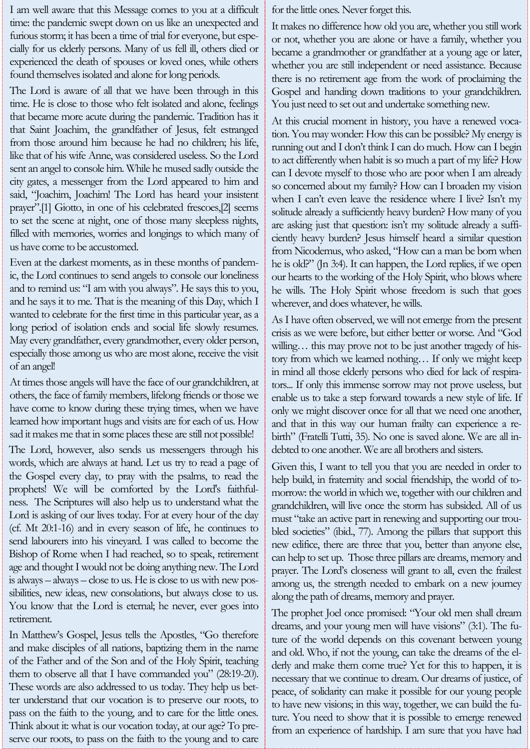I am well aware that this Message comes to you at a difficult time: the pandemic swept down on us like an unexpected and furious storm; it has been a time of trial for everyone, but especially for us elderly persons. Many of us fell ill, others died or experienced the death of spouses or loved ones, while others found themselves isolated and alone for long periods.

The Lord is aware of all that we have been through in this time. He is close to those who felt isolated and alone, feelings that became more acute during the pandemic. Tradition has it that Saint Joachim, the grandfather of Jesus, felt estranged from those around him because he had no children; his life, like that of his wife Anne, was considered useless. So the Lord sent an angel to console him. While he mused sadly outside the city gates, a messenger from the Lord appeared to him and said, "Joachim, Joachim! The Lord has heard your insistent prayer".[1] Giotto, in one of his celebrated frescoes,[2] seems to set the scene at night, one of those many sleepless nights, filled with memories, worries and longings to which many of us have come to be accustomed.

Even at the darkest moments, as in these months of pandemic, the Lord continues to send angels to console our loneliness and to remind us: "I am with you always". He says this to you, and he says it to me. That is the meaning of this Day, which I wanted to celebrate for the first time in this particular year, as a long period of isolation ends and social life slowly resumes. May every grandfather, every grandmother, every older person, especially those among us who are most alone, receive the visit of an angel!

At times those angels will have the face of our grandchildren, at others, the face of family members, lifelong friends or those we have come to know during these trying times, when we have learned how important hugs and visits are for each of us. How sad it makes me that in some places these are still not possible!

The Lord, however, also sends us messengers through his words, which are always at hand. Let us try to read a page of the Gospel every day, to pray with the psalms, to read the prophets! We will be comforted by the Lord's faithfulness. The Scriptures will also help us to understand what the Lord is asking of our lives today. For at every hour of the day (cf. Mt 20:1-16) and in every season of life, he continues to send labourers into his vineyard. I was called to become the Bishop of Rome when I had reached, so to speak, retirement age and thought I would not be doing anything new. The Lord is always – always – close to us. He is close to us with new possibilities, new ideas, new consolations, but always close to us. You know that the Lord is eternal; he never, ever goes into retirement.

In Matthew's Gospel, Jesus tells the Apostles, "Go therefore and make disciples of all nations, baptizing them in the name of the Father and of the Son and of the Holy Spirit, teaching them to observe all that I have commanded you" (28:19-20). These words are also addressed to us today. They help us better understand that our vocation is to preserve our roots, to pass on the faith to the young, and to care for the little ones. Think about it: what is our vocation today, at our age? To preserve our roots, to pass on the faith to the young and to care for the little ones. Never forget this.

It makes no difference how old you are, whether you still work or not, whether you are alone or have a family, whether you became a grandmother or grandfather at a young age or later, whether you are still independent or need assistance. Because there is no retirement age from the work of proclaiming the Gospel and handing down traditions to your grandchildren. You just need to set out and undertake something new.

At this crucial moment in history, you have a renewed vocation. You may wonder: How this can be possible? My energy is running out and I don't think I can do much. How can I begin to act differently when habit is so much a part of my life? How can I devote myself to those who are poor when I am already so concerned about my family? How can I broaden my vision when I can't even leave the residence where I live? Isn't my solitude already a sufficiently heavy burden? How many of you are asking just that question: isn't my solitude already a sufficiently heavy burden? Jesus himself heard a similar question from Nicodemus, who asked, "How can a man be born when he is old?" (Jn 3:4). It can happen, the Lord replies, if we open our hearts to the working of the Holy Spirit, who blows where he wills. The Holy Spirit whose freedom is such that goes wherever, and does whatever, he wills.

As I have often observed, we will not emerge from the present crisis as we were before, but either better or worse. And "God willing… this may prove not to be just another tragedy of history from which we learned nothing… If only we might keep in mind all those elderly persons who died for lack of respirators... If only this immense sorrow may not prove useless, but enable us to take a step forward towards a new style of life. If only we might discover once for all that we need one another, and that in this way our human frailty can experience a rebirth" (Fratelli Tutti, 35). No one is saved alone. We are all indebted to one another. We are all brothers and sisters.

Given this, I want to tell you that you are needed in order to help build, in fraternity and social friendship, the world of tomorrow: the world in which we, together with our children and grandchildren, will live once the storm has subsided. All of us must "take an active part in renewing and supporting our troubled societies" (ibid., 77). Among the pillars that support this new edifice, there are three that you, better than anyone else, can help to set up. Those three pillars are dreams, memory and prayer. The Lord's closeness will grant to all, even the frailest among us, the strength needed to embark on a new journey along the path of dreams, memory and prayer.

The prophet Joel once promised: "Your old men shall dream dreams, and your young men will have visions" (3:1). The future of the world depends on this covenant between young and old. Who, if not the young, can take the dreams of the elderly and make them come true? Yet for this to happen, it is necessary that we continue to dream. Our dreams of justice, of peace, of solidarity can make it possible for our young people to have new visions; in this way, together, we can build the future. You need to show that it is possible to emerge renewed from an experience of hardship. I am sure that you have had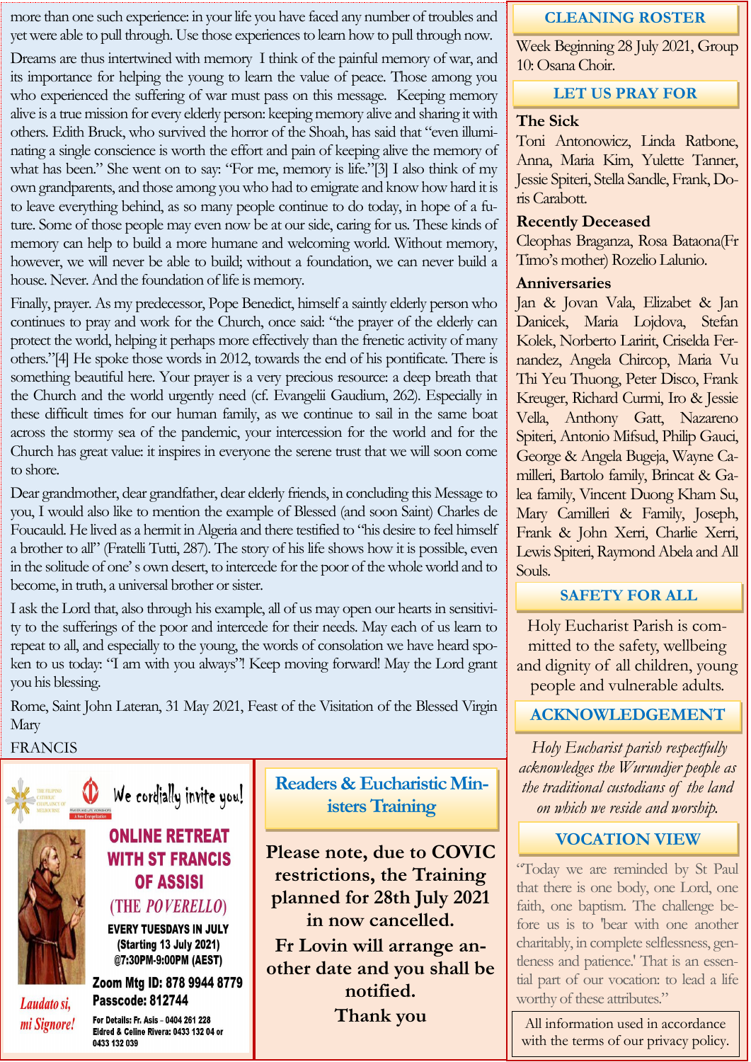more than one such experience: in your life you have faced any number of troubles and yet were able to pull through. Use those experiences to learn how to pull through now.

Dreams are thus intertwined with memory I think of the painful memory of war, and its importance for helping the young to learn the value of peace. Those among you who experienced the suffering of war must pass on this message. Keeping memory alive is a true mission for every elderly person: keeping memory alive and sharing it with others. Edith Bruck, who survived the horror of the Shoah, has said that "even illuminating a single conscience is worth the effort and pain of keeping alive the memory of what has been." She went on to say: "For me, memory is life."[3] I also think of my own grandparents, and those among you who had to emigrate and know how hard it is to leave everything behind, as so many people continue to do today, in hope of a future. Some of those people may even now be at our side, caring for us. These kinds of memory can help to build a more humane and welcoming world. Without memory, however, we will never be able to build; without a foundation, we can never build a house. Never. And the foundation of life is memory.

Finally, prayer. As my predecessor, Pope Benedict, himself a saintly elderly person who continues to pray and work for the Church, once said: "the prayer of the elderly can protect the world, helping it perhaps more effectively than the frenetic activity of many others."[4] He spoke those words in 2012, towards the end of his pontificate. There is something beautiful here. Your prayer is a very precious resource: a deep breath that the Church and the world urgently need (cf. Evangelii Gaudium, 262). Especially in these difficult times for our human family, as we continue to sail in the same boat across the stormy sea of the pandemic, your intercession for the world and for the Church has great value: it inspires in everyone the serene trust that we will soon come to shore.

Dear grandmother, dear grandfather, dear elderly friends, in concluding this Message to you, I would also like to mention the example of Blessed (and soon Saint) Charles de Foucauld. He lived as a hermit in Algeria and there testified to "his desire to feel himself a brother to all" (Fratelli Tutti, 287). The story of his life shows how it is possible, even in the solitude of one' s own desert, to intercede for the poor of the whole world and to become, in truth, a universal brother or sister.

I ask the Lord that, also through his example, all of us may open our hearts in sensitivity to the sufferings of the poor and intercede for their needs. May each of us learn to repeat to all, and especially to the young, the words of consolation we have heard spoken to us today: "I am with you always"! Keep moving forward! May the Lord grant you his blessing.

Rome, Saint John Lateran, 31 May 2021, Feast of the Visitation of the Blessed Virgin Mary

FRANCIS

We cordially invite you!

**ONLINE RETREAT WITH ST FRANCIS OF ASSISI (THE POVERELLO)**

**EVERY TUESDAYS IN JULY (Starting 13 July 2021) @7:30PM-9:00PM (AEST)**

**Zoom Mtg ID: 878 9944 8779**
**Passcode: 812744**

*Laudato si, mi Signore!*

For Details: Fr. Asis – 0404 261 228 Eldred & Celine Rivera: 0433 132 04 or 0433 132 039

## Readers & Eucharistic Ministers Training

**Please note, due to COVIC restrictions, the Training planned for 28th July 2021 in now cancelled.**

**Fr Lovin will arrange another date and you shall be notified.**

**Thank you**

## CLEANING ROSTER

Week Beginning 28 July 2021, Group 10: Osana Choir.

## LET US PRAY FOR

**The Sick**

Toni Antonowicz, Linda Ratbone, Anna, Maria Kim, Yulette Tanner, Jessie Spiteri, Stella Sandle, Frank, Doris Carabott.

**Recently Deceased**

Cleophas Braganza, Rosa Bataona(Fr Timo's mother) Rozelio Lalunio.

**Anniversaries**

Jan & Jovan Vala, Elizabet & Jan Danicek, Maria Lojdova, Stefan Kolek, Norberto Laririt, Criselda Fernandez, Angela Chircop, Maria Vu Thi Yeu Thuong, Peter Disco, Frank Kreuger, Richard Curmi, Iro & Jessie Vella, Anthony Gatt, Nazareno Spiteri, Antonio Mifsud, Philip Gauci, George & Angela Bugeja, Wayne Camilleri, Bartolo family, Brincat & Galea family, Vincent Duong Kham Su, Mary Camilleri & Family, Joseph, Frank & John Xerri, Charlie Xerri, Lewis Spiteri, Raymond Abela and All Souls.

## SAFETY FOR ALL

Holy Eucharist Parish is committed to the safety, wellbeing and dignity of all children, young people and vulnerable adults.

## ACKNOWLEDGEMENT

*Holy Eucharist parish respectfully acknowledges the Wurundjer people as the traditional custodians of the land on which we reside and worship.*

## VOCATION VIEW

"Today we are reminded by St Paul that there is one body, one Lord, one faith, one baptism. The challenge before us is to 'bear with one another charitably, in complete selflessness, gentleness and patience.' That is an essential part of our vocation: to lead a life worthy of these attributes."

All information used in accordance with the terms of our privacy policy.